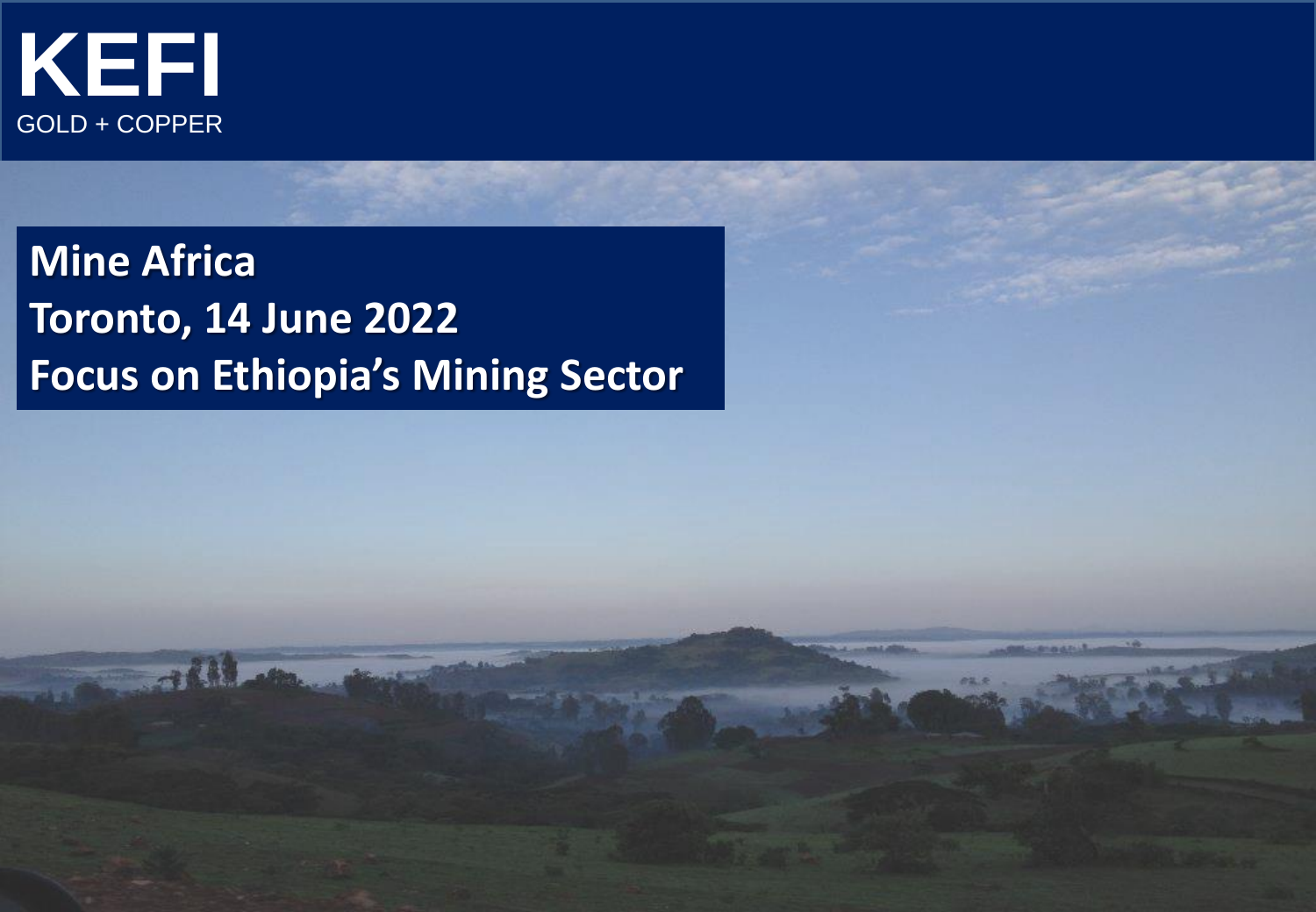KEFI

GOLD + COPPER

# Mine Africa

## Toronto, 14 June 2022

## Focus on Ethiopia's Mining Sector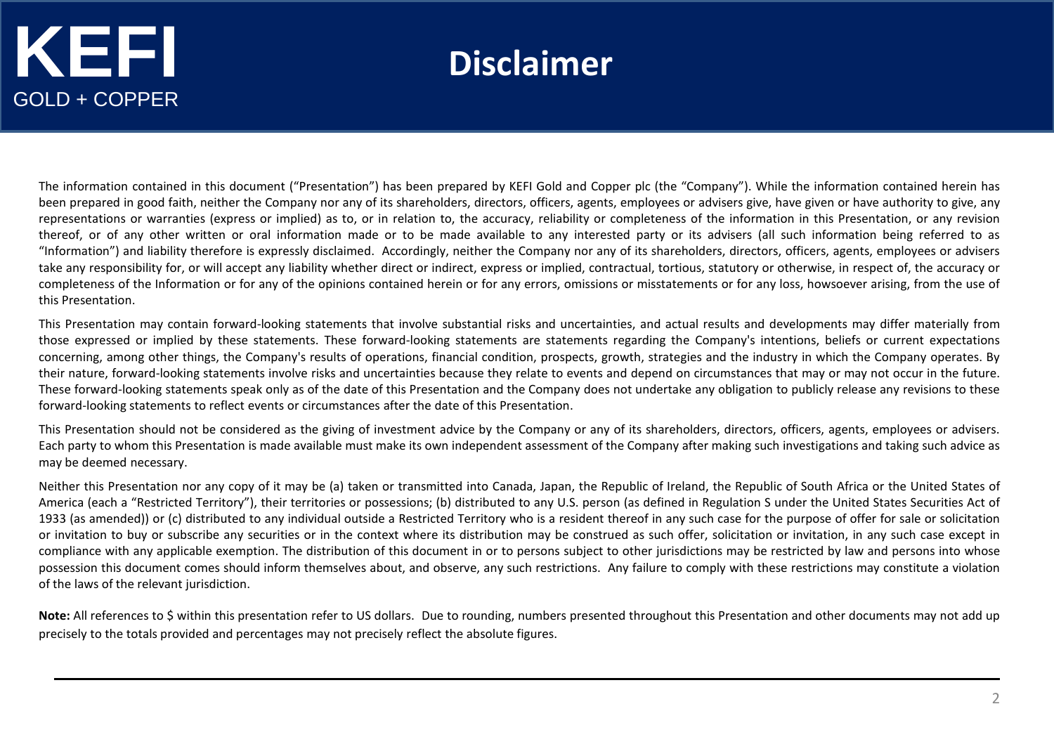KEFI

GOLD + COPPER

# Disclaimer

The information contained in this document ("Presentation") has been prepared by KEFI Gold and Copper plc (the "Company"). While the information contained herein has been prepared in good faith, neither the Company nor any of its shareholders, directors, officers, agents, employees or advisers give, have given or have authority to give, any representations or warranties (express or implied) as to, or in relation to, the accuracy, reliability or completeness of the information in this Presentation, or any revision thereof, or of any other written or oral information made or to be made available to any interested party or its advisers (all such information being referred to as "Information") and liability therefore is expressly disclaimed. Accordingly, neither the Company nor any of its shareholders, directors, officers, agents, employees or advisers take any responsibility for, or will accept any liability whether direct or indirect, express or implied, contractual, tortious, statutory or otherwise, in respect of, the accuracy or completeness of the Information or for any of the opinions contained herein or for any errors, omissions or misstatements or for any loss, howsoever arising, from the use of this Presentation.

This Presentation may contain forward-looking statements that involve substantial risks and uncertainties, and actual results and developments may differ materially from those expressed or implied by these statements. These forward-looking statements are statements regarding the Company's intentions, beliefs or current expectations concerning, among other things, the Company's results of operations, financial condition, prospects, growth, strategies and the industry in which the Company operates. By their nature, forward-looking statements involve risks and uncertainties because they relate to events and depend on circumstances that may or may not occur in the future. These forward-looking statements speak only as of the date of this Presentation and the Company does not undertake any obligation to publicly release any revisions to these forward-looking statements to reflect events or circumstances after the date of this Presentation.

This Presentation should not be considered as the giving of investment advice by the Company or any of its shareholders, directors, officers, agents, employees or advisers. Each party to whom this Presentation is made available must make its own independent assessment of the Company after making such investigations and taking such advice as may be deemed necessary.

Neither this Presentation nor any copy of it may be (a) taken or transmitted into Canada, Japan, the Republic of Ireland, the Republic of South Africa or the United States of America (each a "Restricted Territory"), their territories or possessions; (b) distributed to any U.S. person (as defined in Regulation S under the United States Securities Act of 1933 (as amended)) or (c) distributed to any individual outside a Restricted Territory who is a resident thereof in any such case for the purpose of offer for sale or solicitation or invitation to buy or subscribe any securities or in the context where its distribution may be construed as such offer, solicitation or invitation, in any such case except in compliance with any applicable exemption. The distribution of this document in or to persons subject to other jurisdictions may be restricted by law and persons into whose possession this document comes should inform themselves about, and observe, any such restrictions. Any failure to comply with these restrictions may constitute a violation of the laws of the relevant jurisdiction.

**Note:** All references to $ within this presentation refer to US dollars. Due to rounding, numbers presented throughout this Presentation and other documents may not add up precisely to the totals provided and percentages may not precisely reflect the absolute figures.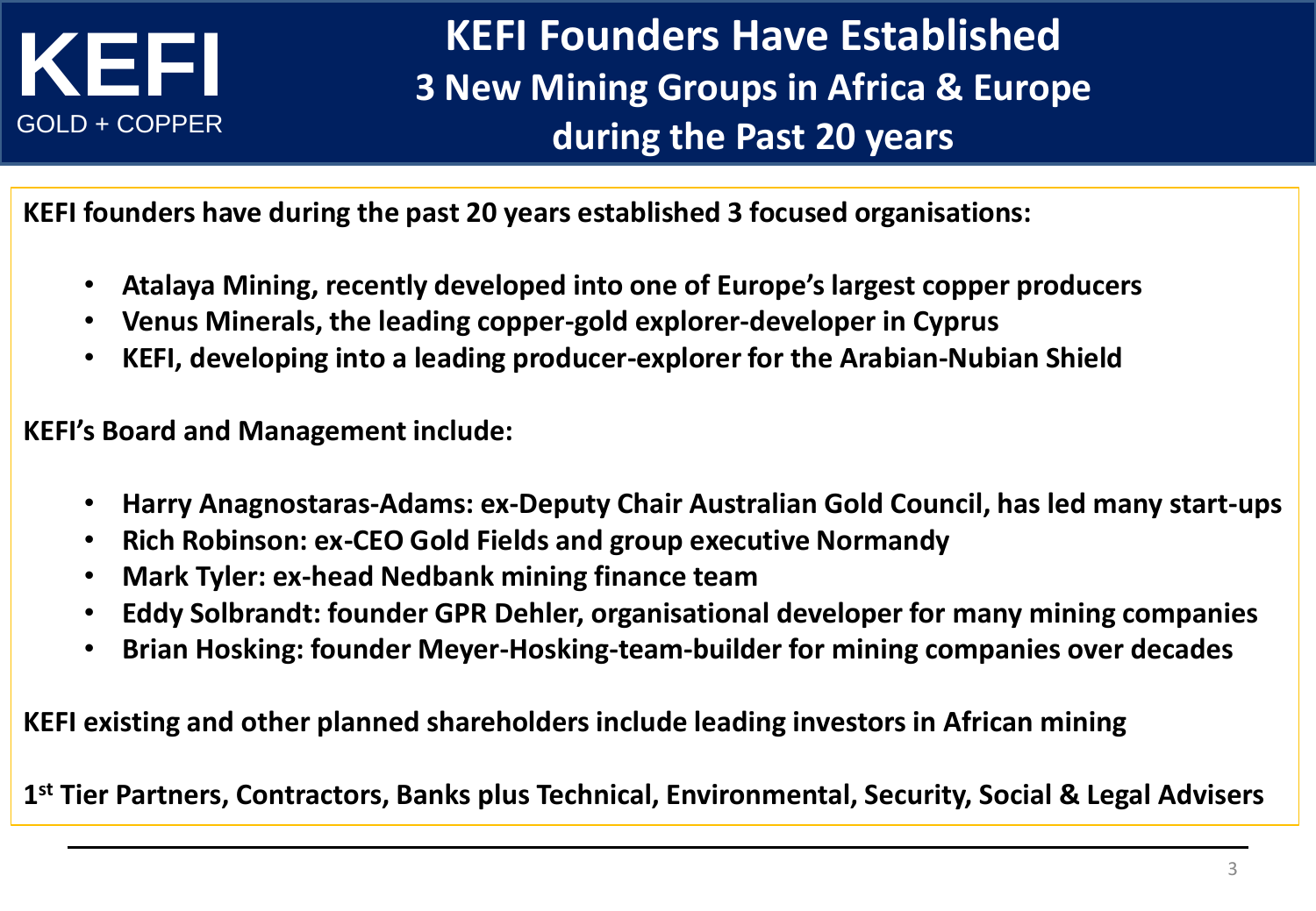KEFI

GOLD + COPPER

# KEFI Founders Have Established 3 New Mining Groups in Africa & Europe during the Past 20 years

**KEFI founders have during the past 20 years established 3 focused organisations:**

- **Atalaya Mining, recently developed into one of Europe's largest copper producers**
- **Venus Minerals, the leading copper-gold explorer-developer in Cyprus**
- **KEFI, developing into a leading producer-explorer for the Arabian-Nubian Shield**

**KEFI's Board and Management include:**

- **Harry Anagnostaras-Adams: ex-Deputy Chair Australian Gold Council, has led many start-ups**
- **Rich Robinson: ex-CEO Gold Fields and group executive Normandy**
- **Mark Tyler: ex-head Nedbank mining finance team**
- **Eddy Solbrandt: founder GPR Dehler, organisational developer for many mining companies**
- **Brian Hosking: founder Meyer-Hosking-team-builder for mining companies over decades**

**KEFI existing and other planned shareholders include leading investors in African mining**

**1st Tier Partners, Contractors, Banks plus Technical, Environmental, Security, Social & Legal Advisers**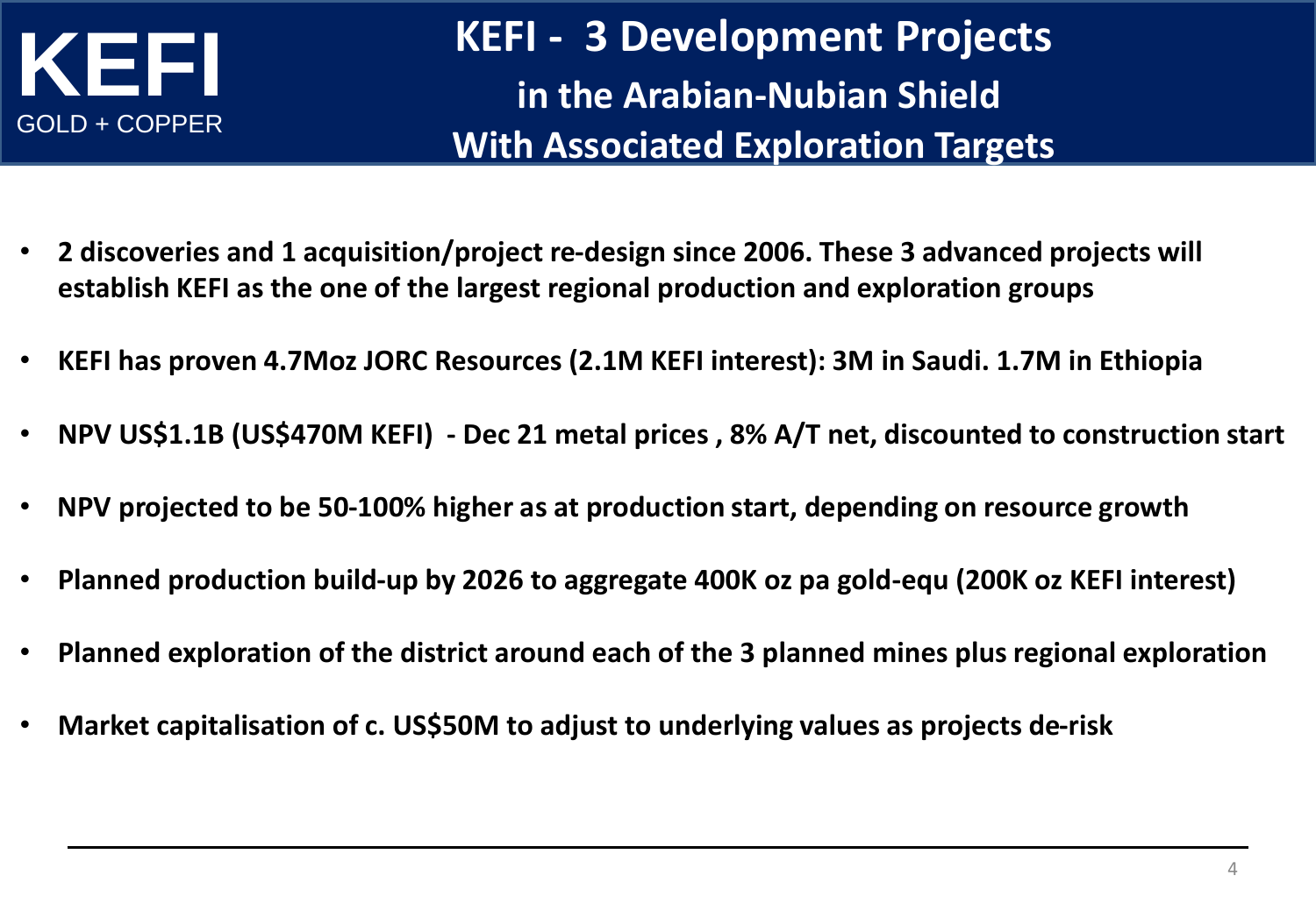KEFI
GOLD + COPPER

# KEFI - 3 Development Projects in the Arabian-Nubian Shield With Associated Exploration Targets

- **2 discoveries and 1 acquisition/project re-design since 2006. These 3 advanced projects will establish KEFI as the one of the largest regional production and exploration groups**
- **KEFI has proven 4.7Moz JORC Resources (2.1M KEFI interest): 3M in Saudi. 1.7M in Ethiopia**
- **NPV US$1.1B (US$470M KEFI) - Dec 21 metal prices , 8% A/T net, discounted to construction start**
- **NPV projected to be 50-100% higher as at production start, depending on resource growth**
- **Planned production build-up by 2026 to aggregate 400K oz pa gold-equ (200K oz KEFI interest)**
- **Planned exploration of the district around each of the 3 planned mines plus regional exploration**
- **Market capitalisation of c. US$50M to adjust to underlying values as projects de-risk**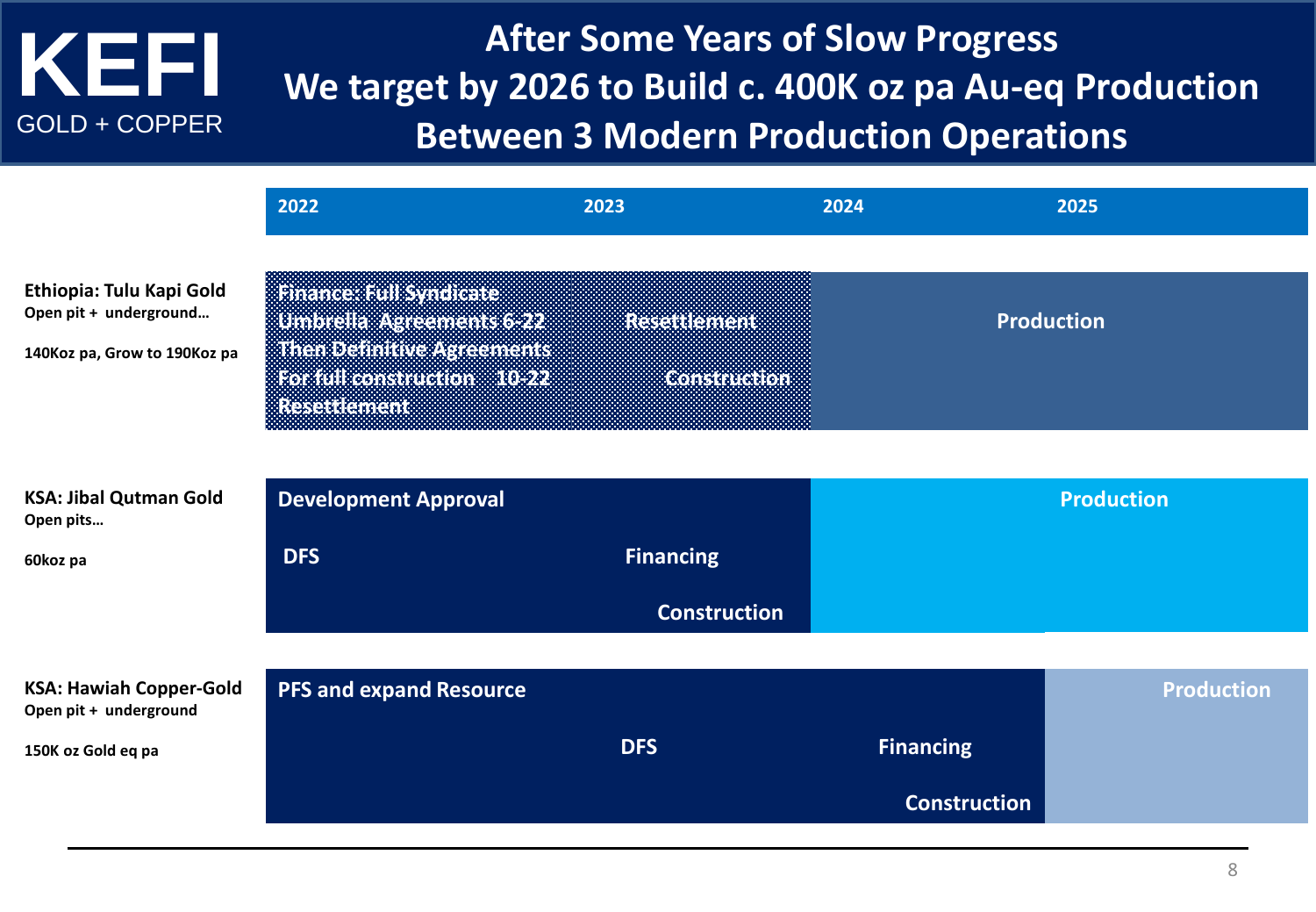# KEFI

GOLD + COPPER

## After Some Years of Slow Progress We target by 2026 to Build c. 400K oz pa Au-eq Production Between 3 Modern Production Operations

| | 2022 | 2023 | 2024 | 2025 |
|---|---|---|---|---|
| **Ethiopia: Tulu Kapi Gold** Open pit + underground… 140Koz pa, Grow to 190Koz pa | Finance: Full Syndicate Umbrella Agreements 6-22 Then Definitive Agreements For full construction 10-22 Resettlement | Resettlement Construction | Production | Production |
| **KSA: Jibal Qutman Gold** Open pits… 60koz pa | Development Approval DFS | Financing Construction | Production | Production |
| **KSA: Hawiah Copper-Gold** Open pit + underground 150K oz Gold eq pa | PFS and expand Resource | DFS | Financing Construction | Production |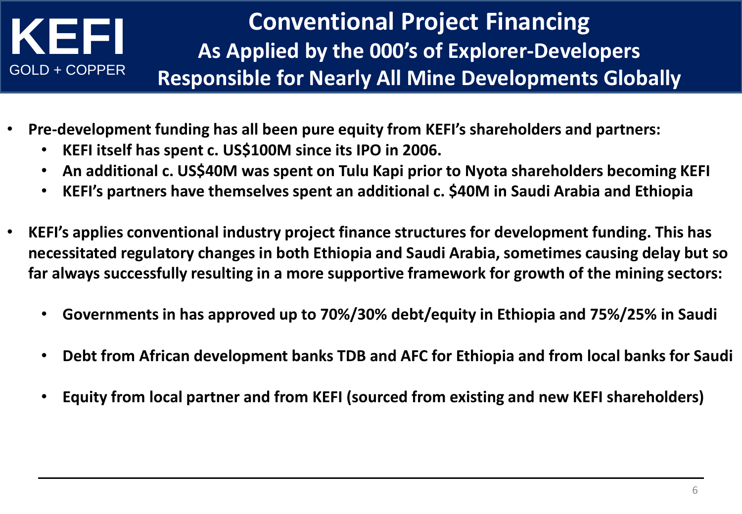KEFI
GOLD + COPPER

# Conventional Project Financing
## As Applied by the 000's of Explorer-Developers
## Responsible for Nearly All Mine Developments Globally

- **Pre-development funding has all been pure equity from KEFI's shareholders and partners:**
  - **KEFI itself has spent c. US$100M since its IPO in 2006.**
  - **An additional c. US$40M was spent on Tulu Kapi prior to Nyota shareholders becoming KEFI**
  - **KEFI's partners have themselves spent an additional c. $40M in Saudi Arabia and Ethiopia**

- **KEFI's applies conventional industry project finance structures for development funding. This has necessitated regulatory changes in both Ethiopia and Saudi Arabia, sometimes causing delay but so far always successfully resulting in a more supportive framework for growth of the mining sectors:**

  - **Governments in has approved up to 70%/30% debt/equity in Ethiopia and 75%/25% in Saudi**

  - **Debt from African development banks TDB and AFC for Ethiopia and from local banks for Saudi**

  - **Equity from local partner and from KEFI (sourced from existing and new KEFI shareholders)**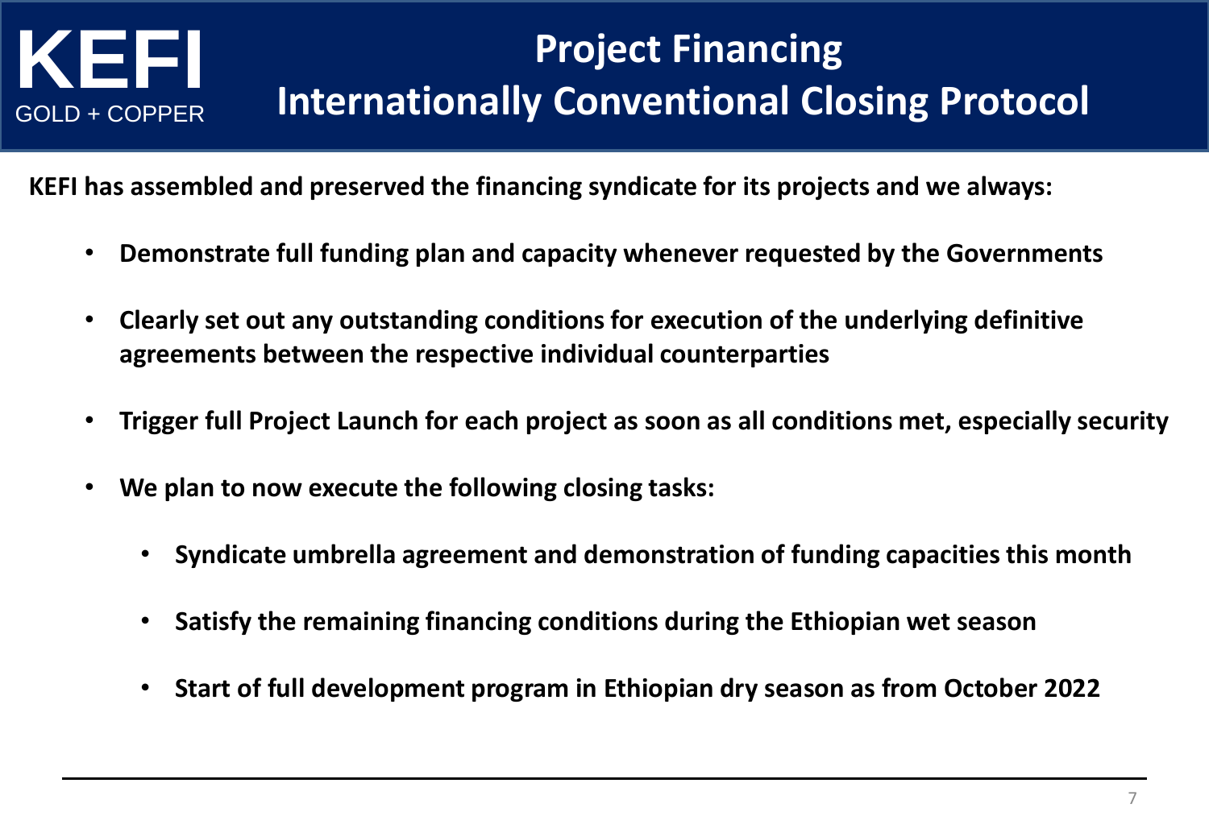# Project Financing
## Internationally Conventional Closing Protocol

**KEFI has assembled and preserved the financing syndicate for its projects and we always:**

- **Demonstrate full funding plan and capacity whenever requested by the Governments**
- **Clearly set out any outstanding conditions for execution of the underlying definitive agreements between the respective individual counterparties**
- **Trigger full Project Launch for each project as soon as all conditions met, especially security**
- **We plan to now execute the following closing tasks:**
  - **Syndicate umbrella agreement and demonstration of funding capacities this month**
  - **Satisfy the remaining financing conditions during the Ethiopian wet season**
  - **Start of full development program in Ethiopian dry season as from October 2022**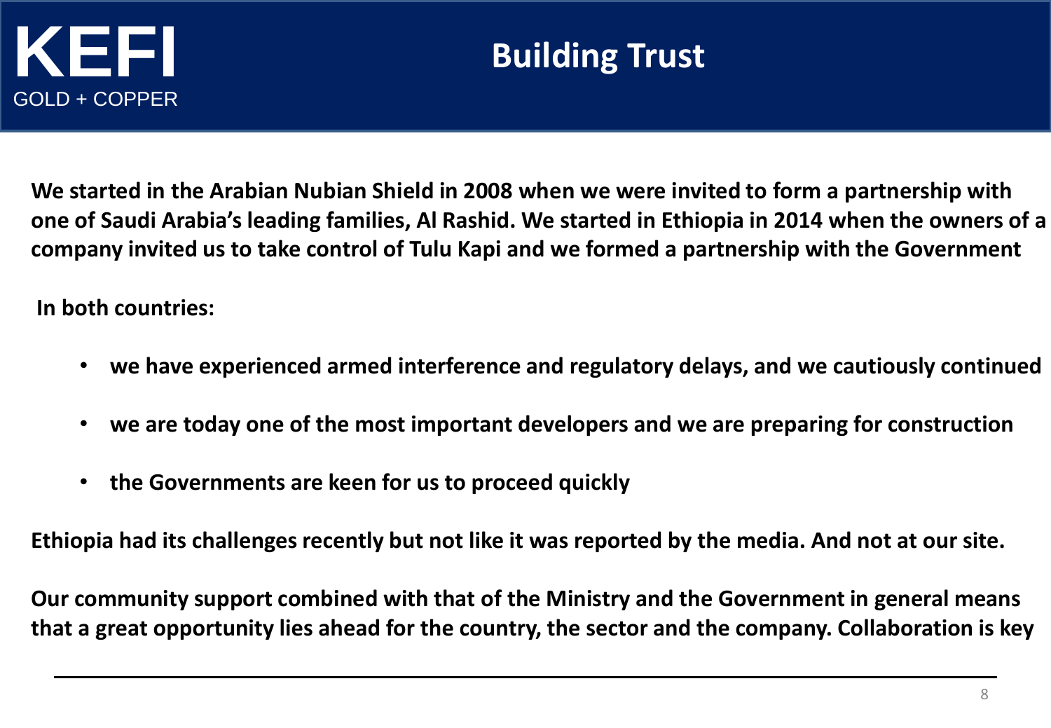KEFI
GOLD + COPPER

# Building Trust

**We started in the Arabian Nubian Shield in 2008 when we were invited to form a partnership with one of Saudi Arabia's leading families, Al Rashid. We started in Ethiopia in 2014 when the owners of a company invited us to take control of Tulu Kapi and we formed a partnership with the Government**

**In both countries:**

- **we have experienced armed interference and regulatory delays, and we cautiously continued**
- **we are today one of the most important developers and we are preparing for construction**
- **the Governments are keen for us to proceed quickly**

**Ethiopia had its challenges recently but not like it was reported by the media. And not at our site.**

**Our community support combined with that of the Ministry and the Government in general means that a great opportunity lies ahead for the country, the sector and the company. Collaboration is key**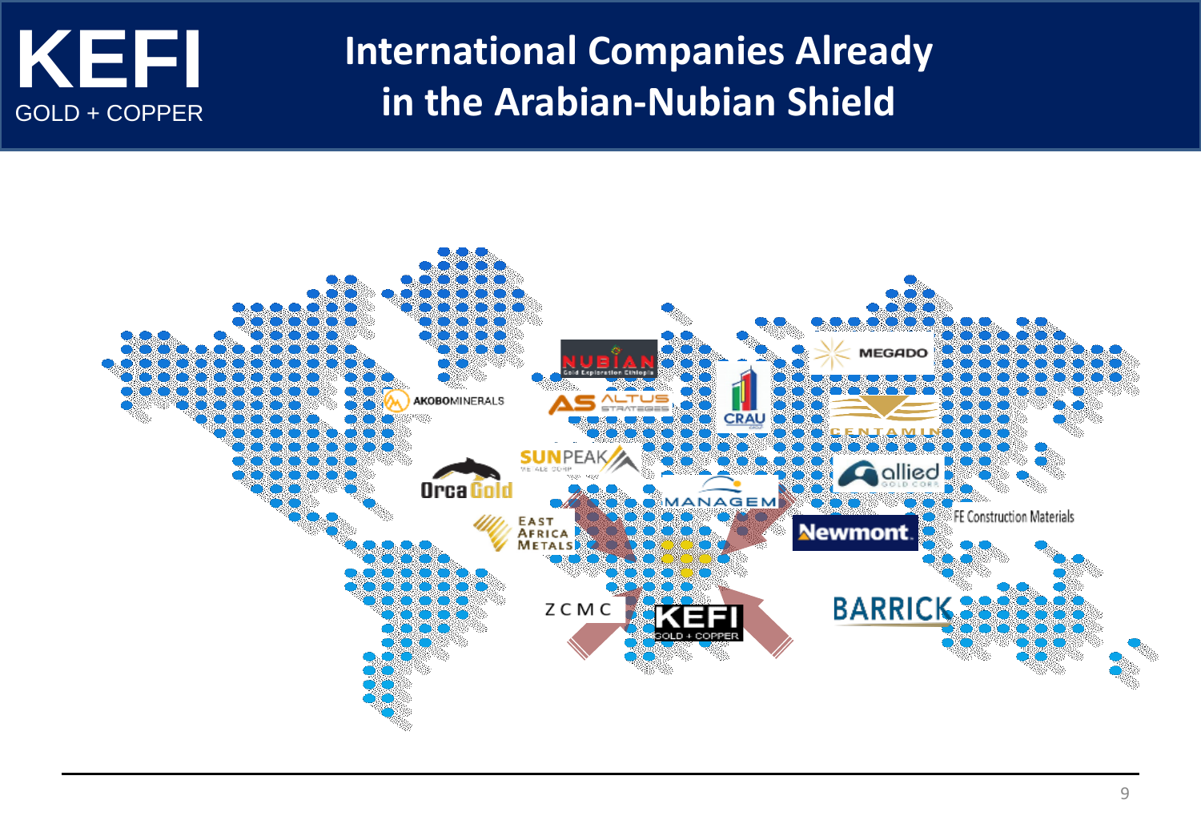# International Companies Already in the Arabian-Nubian Shield

- NUBIAN Gold Exploration Ethiopia
- AKOBOMINERALS
- ALTUS STRATEGIES
- CRAU
- MEGADO
- CENTAMIN
- SUNPEAK
- Orca Gold
- allied GOLD CORP
- MANAGEM
- EAST AFRICA METALS
- Newmont
- FE Construction Materials
- ZCMC
- KEFI GOLD + COPPER
- BARRICK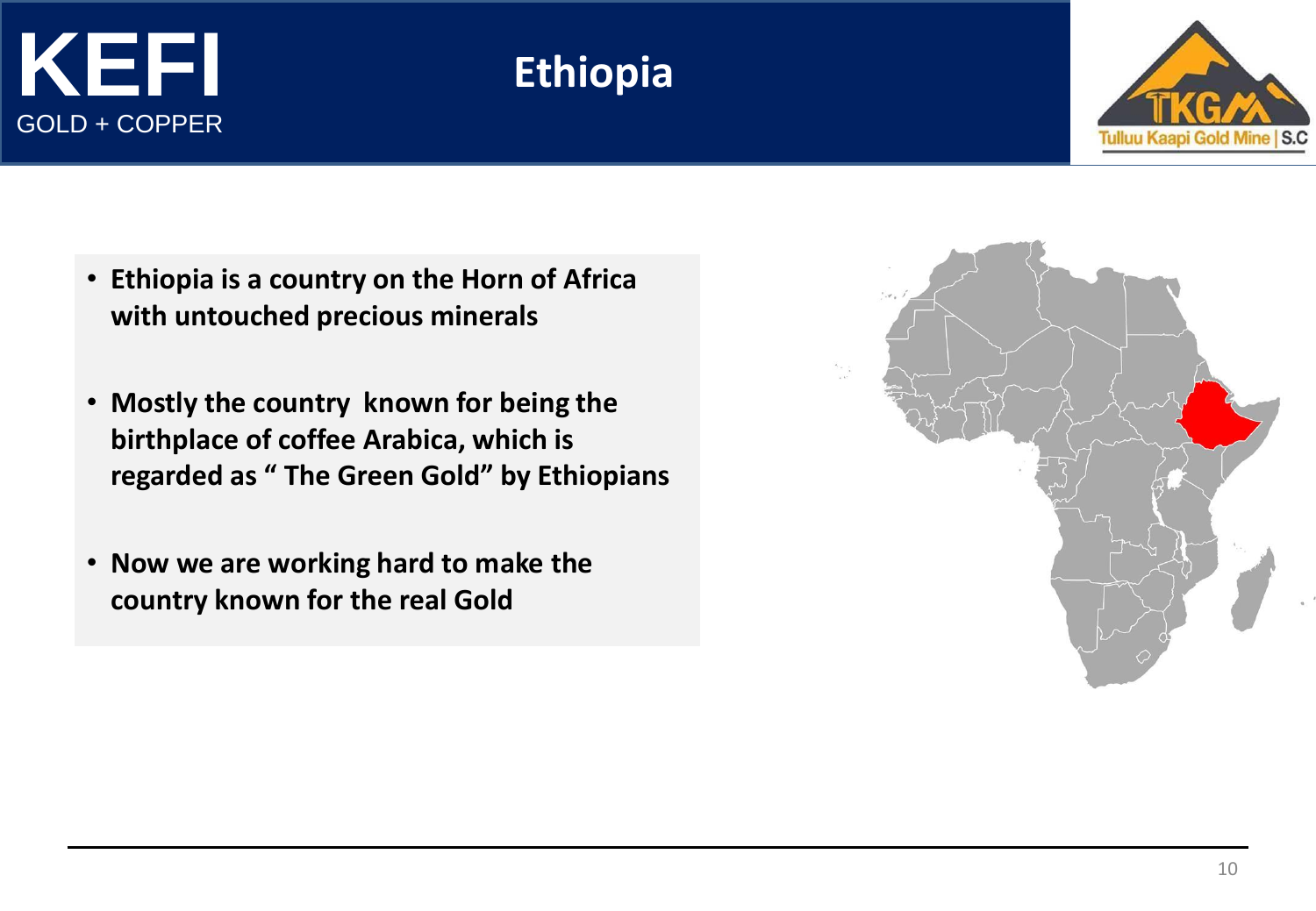KEFI

GOLD + COPPER

# Ethiopia

Tulluu Kaapi Gold Mine | S.C

- **Ethiopia is a country on the Horn of Africa with untouched precious minerals**
- **Mostly the country known for being the birthplace of coffee Arabica, which is regarded as " The Green Gold" by Ethiopians**
- **Now we are working hard to make the country known for the real Gold**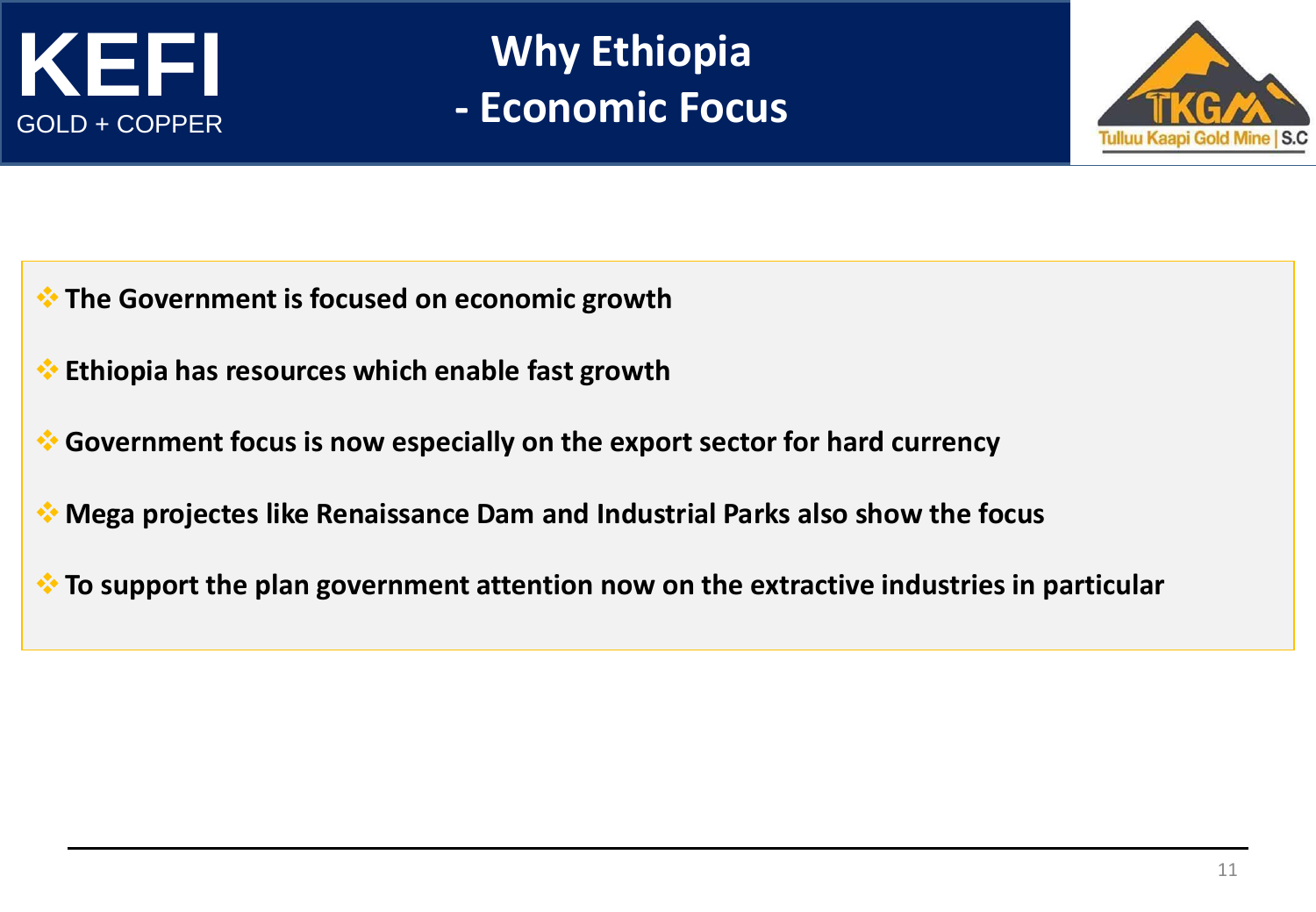# Why Ethiopia - Economic Focus

- **The Government is focused on economic growth**
- **Ethiopia has resources which enable fast growth**
- **Government focus is now especially on the export sector for hard currency**
- **Mega projectes like Renaissance Dam and Industrial Parks also show the focus**
- **To support the plan government attention now on the extractive industries in particular**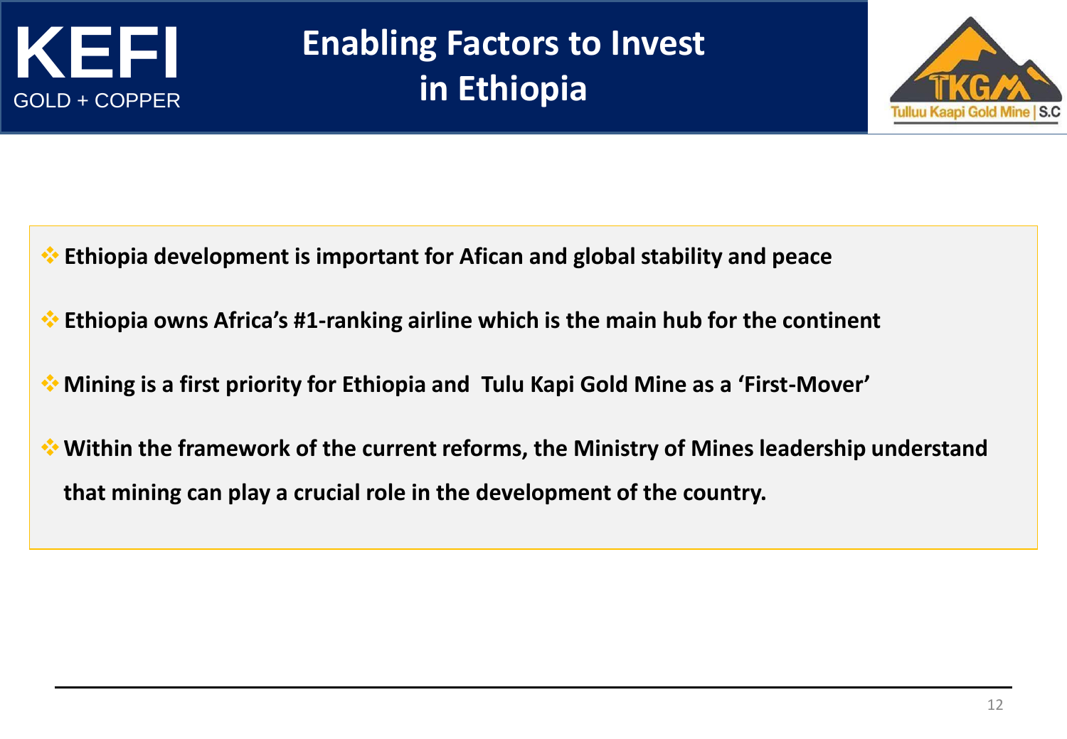KEFI
GOLD + COPPER

# Enabling Factors to Invest in Ethiopia

Tulluu Kaapi Gold Mine | S.C

- **Ethiopia development is important for Afican and global stability and peace**
- **Ethiopia owns Africa's #1-ranking airline which is the main hub for the continent**
- **Mining is a first priority for Ethiopia and Tulu Kapi Gold Mine as a 'First-Mover'**
- **Within the framework of the current reforms, the Ministry of Mines leadership understand that mining can play a crucial role in the development of the country.**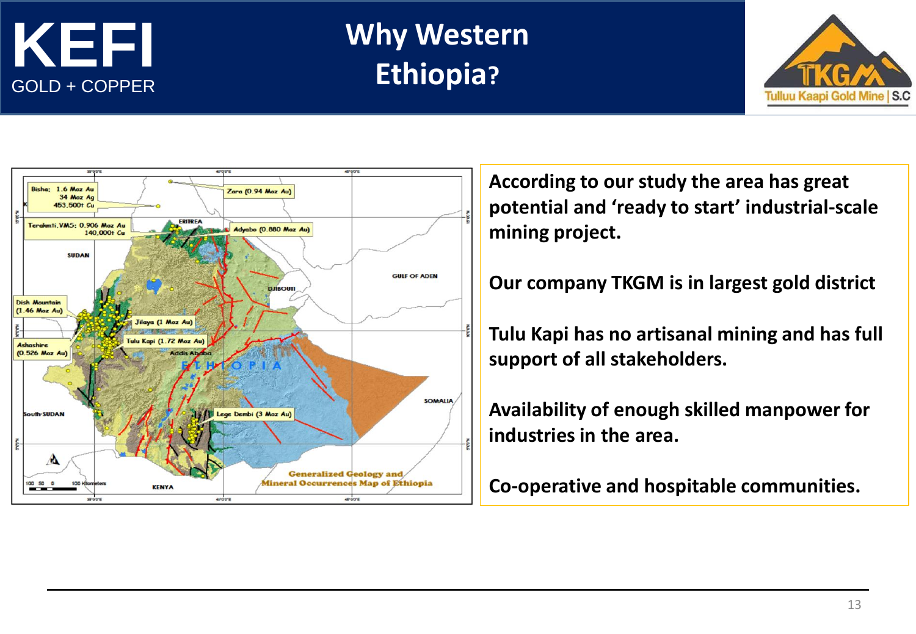# Why Western Ethiopia?

**According to our study the area has great potential and 'ready to start' industrial-scale mining project.**

**Our company TKGM is in largest gold district**

**Tulu Kapi has no artisanal mining and has full support of all stakeholders.**

**Availability of enough skilled manpower for industries in the area.**

**Co-operative and hospitable communities.**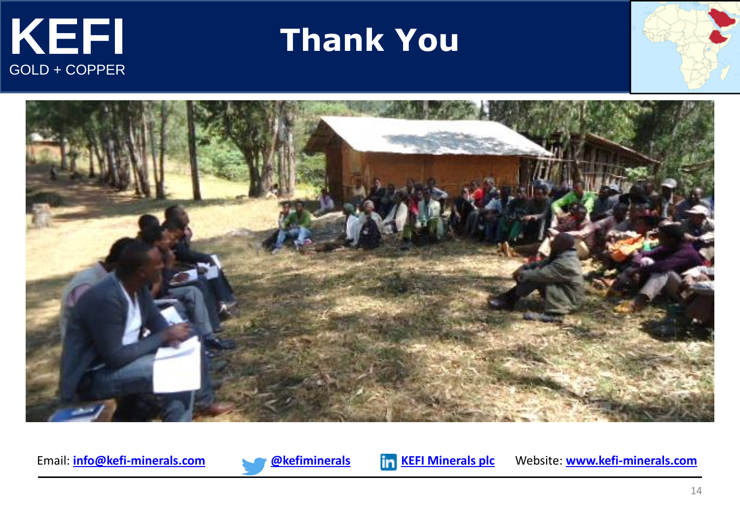KEFI

GOLD + COPPER

# Thank You

Email: **info@kefi-minerals.com** **@kefiminerals** **KEFI Minerals plc** Website: **www.kefi-minerals.com**